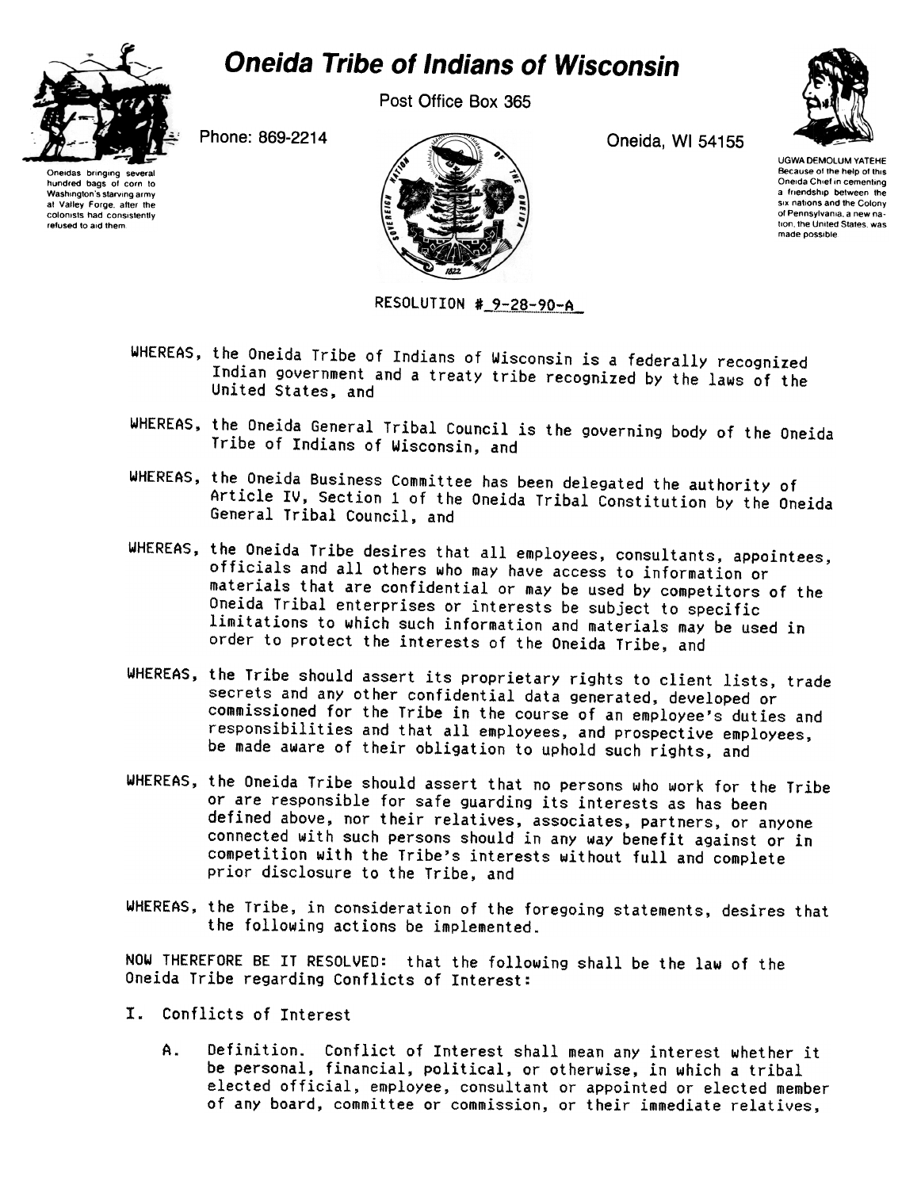# Oneida Tribe of Indians of Wisconsin

Post Office Box 365

Phone: 869-2214

Oneida, WI 54155

Oneidas bringing several hundred bags of corn to Washington's starving army at Valley Forge, after the colonists had consistently refused to aid them.

UGWA DEMOLUM YATEHE
Because of the help of this Oneida Chief in cementing a friendship between the six nations and the Colony of Pennsylvania, a new nation, the United States, was made possible.

RESOLUTION # 9-28-90-A

WHEREAS, the Oneida Tribe of Indians of Wisconsin is a federally recognized Indian government and a treaty tribe recognized by the laws of the United States, and

WHEREAS, the Oneida General Tribal Council is the governing body of the Oneida Tribe of Indians of Wisconsin, and

WHEREAS, the Oneida Business Committee has been delegated the authority of Article IV, Section 1 of the Oneida Tribal Constitution by the Oneida General Tribal Council, and

WHEREAS, the Oneida Tribe desires that all employees, consultants, appointees, officials and all others who may have access to information or materials that are confidential or may be used by competitors of the Oneida Tribal enterprises or interests be subject to specific limitations to which such information and materials may be used in order to protect the interests of the Oneida Tribe, and

WHEREAS, the Tribe should assert its proprietary rights to client lists, trade secrets and any other confidential data generated, developed or commissioned for the Tribe in the course of an employee's duties and responsibilities and that all employees, and prospective employees, be made aware of their obligation to uphold such rights, and

WHEREAS, the Oneida Tribe should assert that no persons who work for the Tribe or are responsible for safe guarding its interests as has been defined above, nor their relatives, associates, partners, or anyone connected with such persons should in any way benefit against or in competition with the Tribe's interests without full and complete prior disclosure to the Tribe, and

WHEREAS, the Tribe, in consideration of the foregoing statements, desires that the following actions be implemented.

NOW THEREFORE BE IT RESOLVED: that the following shall be the law of the Oneida Tribe regarding Conflicts of Interest:

I. Conflicts of Interest

A. Definition. Conflict of Interest shall mean any interest whether it be personal, financial, political, or otherwise, in which a tribal elected official, employee, consultant or appointed or elected member of any board, committee or commission, or their immediate relatives,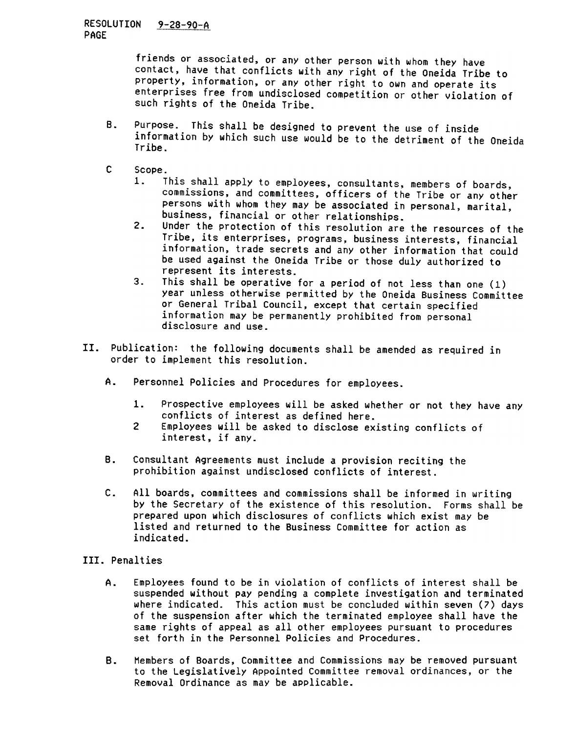friends or associated, or any other person with whom they have contact, have that conflicts with any right of the Oneida Tribe to property, information, or any other right to own and operate its enterprises free from undisclosed competition or other violation of such rights of the Oneida Tribe.

B. Purpose. This shall be designed to prevent the use of inside information by which such use would be to the detriment of the Oneida Tribe.

C Scope.
   1. This shall apply to employees, consultants, members of boards, commissions, and committees, officers of the Tribe or any other persons with whom they may be associated in personal, marital, business, financial or other relationships.
   2. Under the protection of this resolution are the resources of the Tribe, its enterprises, programs, business interests, financial information, trade secrets and any other information that could be used against the Oneida Tribe or those duly authorized to represent its interests.
   3. This shall be operative for a period of not less than one (1) year unless otherwise permitted by the Oneida Business Committee or General Tribal Council, except that certain specified information may be permanently prohibited from personal disclosure and use.

II. Publication: the following documents shall be amended as required in order to implement this resolution.

A. Personnel Policies and Procedures for employees.

   1. Prospective employees will be asked whether or not they have any conflicts of interest as defined here.
   2 Employees will be asked to disclose existing conflicts of interest, if any.

B. Consultant Agreements must include a provision reciting the prohibition against undisclosed conflicts of interest.

C. All boards, committees and commissions shall be informed in writing by the Secretary of the existence of this resolution. Forms shall be prepared upon which disclosures of conflicts which exist may be listed and returned to the Business Committee for action as indicated.

III. Penalties

A. Employees found to be in violation of conflicts of interest shall be suspended without pay pending a complete investigation and terminated where indicated. This action must be concluded within seven (7) days of the suspension after which the terminated employee shall have the same rights of appeal as all other employees pursuant to procedures set forth in the Personnel Policies and Procedures.

B. Members of Boards, Committee and Commissions may be removed pursuant to the Legislatively Appointed Committee removal ordinances, or the Removal Ordinance as may be applicable.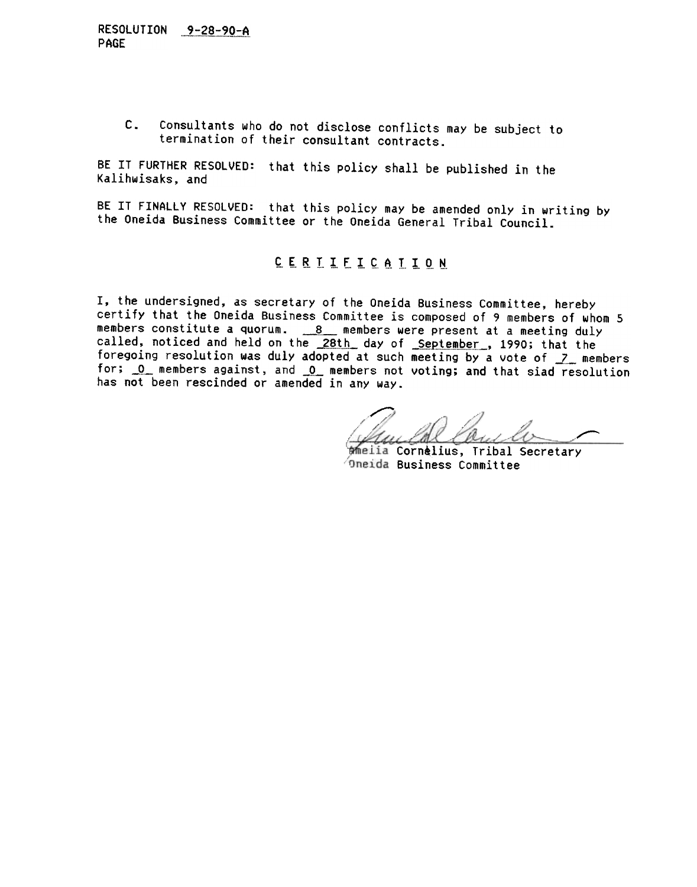RESOLUTION 9-28-90-A
PAGE

C. Consultants who do not disclose conflicts may be subject to termination of their consultant contracts.

BE IT FURTHER RESOLVED: that this policy shall be published in the Kalihwisaks, and

BE IT FINALLY RESOLVED: that this policy may be amended only in writing by the Oneida Business Committee or the Oneida General Tribal Council.

## CERTIFICATION

I, the undersigned, as secretary of the Oneida Business Committee, hereby certify that the Oneida Business Committee is composed of 9 members of whom 5 members constitute a quorum. 8 members were present at a meeting duly called, noticed and held on the 28th day of September, 1990; that the foregoing resolution was duly adopted at such meeting by a vote of 7 members for; 0 members against, and 0 members not voting; and that siad resolution has not been rescinded or amended in any way.

Amelia Cornelius, Tribal Secretary
Oneida Business Committee